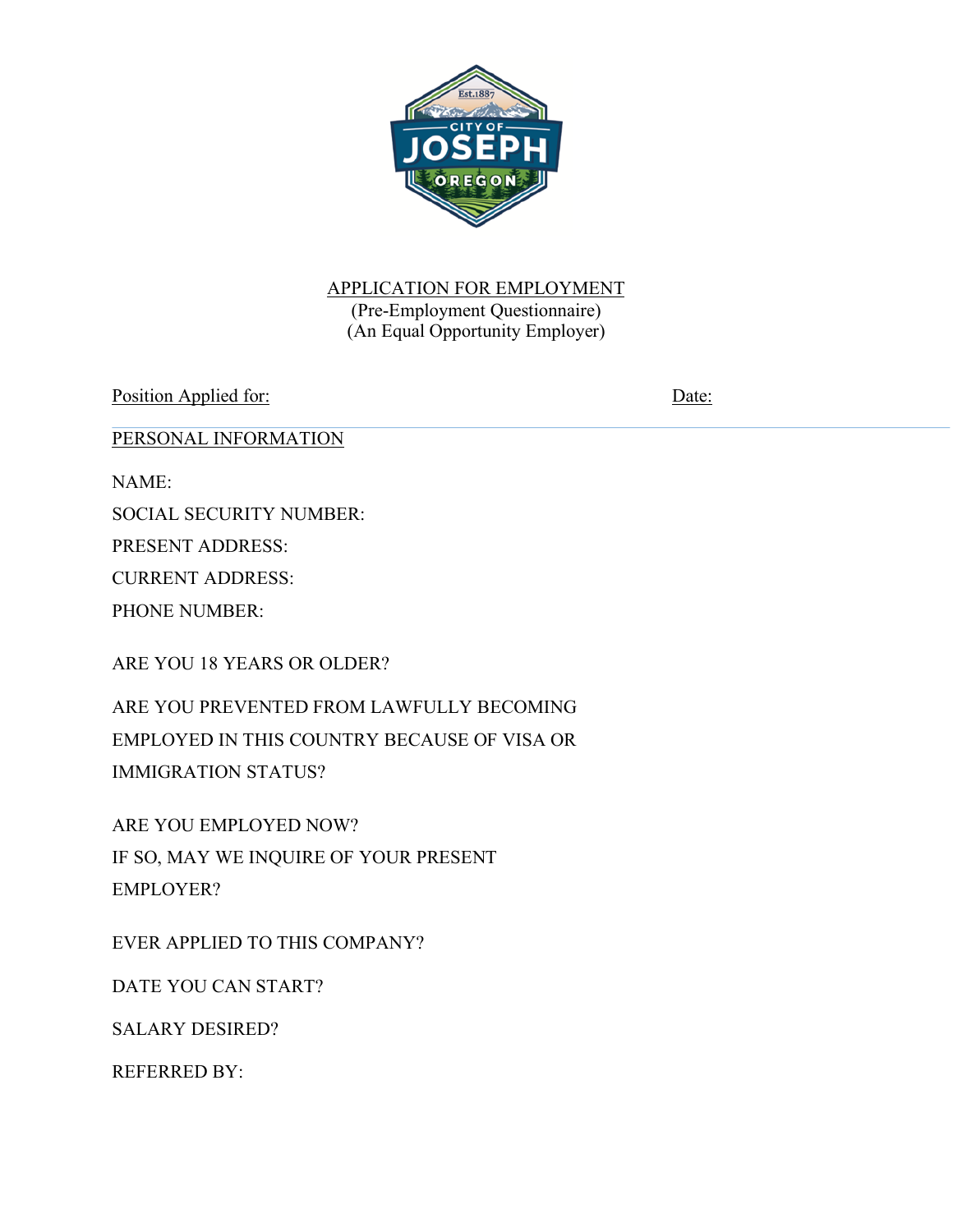APPLICATION FOR EMPLOYMENT

(Pre-Employment Questionnaire)

(An Equal Opportunity Employer)

Position Applied for: Date:

PERSONAL INFORMATION

NAME:

SOCIAL SECURITY NUMBER:

PRESENT ADDRESS:

CURRENT ADDRESS:

PHONE NUMBER:

ARE YOU 18 YEARS OR OLDER?

ARE YOU PREVENTED FROM LAWFULLY BECOMING EMPLOYED IN THIS COUNTRY BECAUSE OF VISA OR IMMIGRATION STATUS?

ARE YOU EMPLOYED NOW?

IF SO, MAY WE INQUIRE OF YOUR PRESENT EMPLOYER?

EVER APPLIED TO THIS COMPANY?

DATE YOU CAN START?

SALARY DESIRED?

REFERRED BY: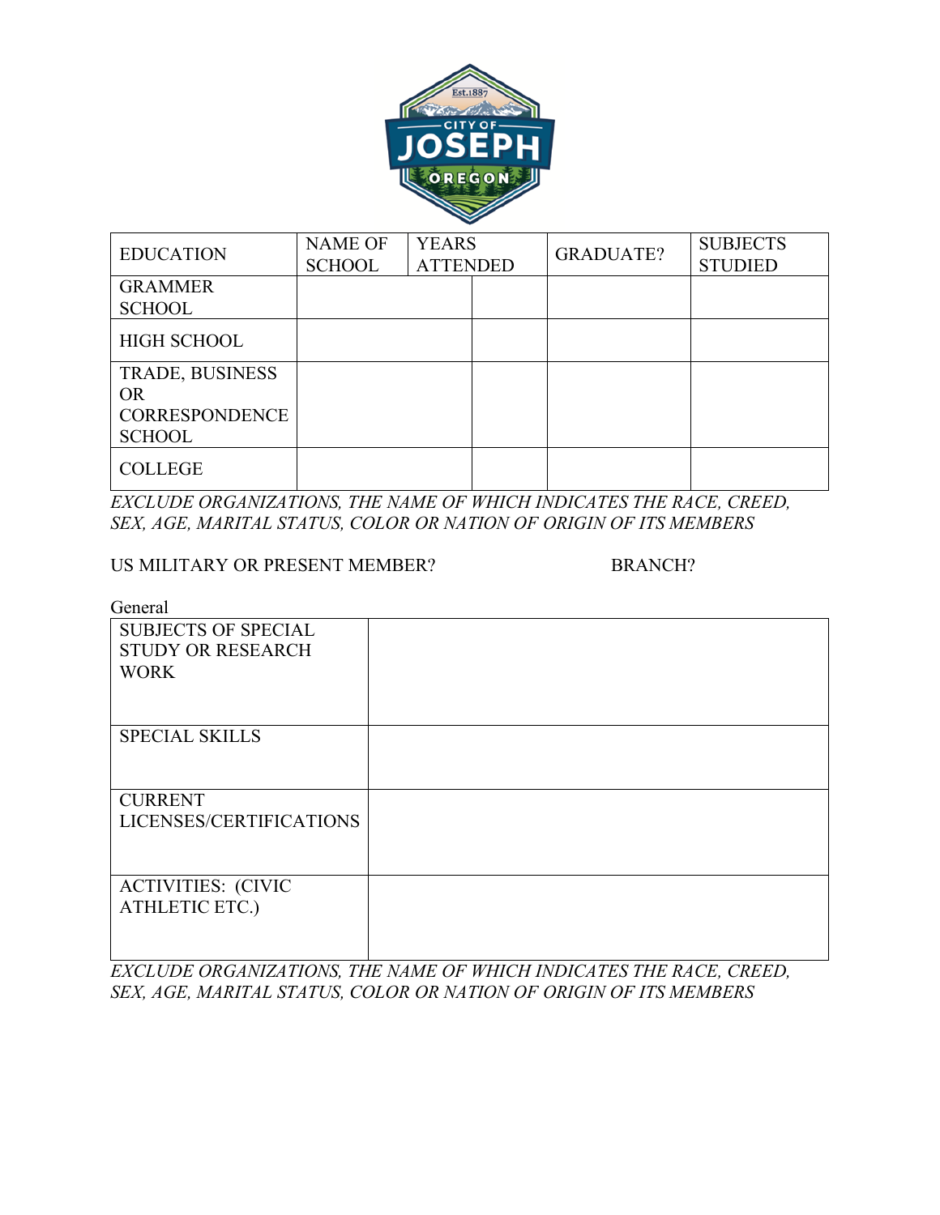| EDUCATION | NAME OF SCHOOL | YEARS ATTENDED | | GRADUATE? | SUBJECTS STUDIED |
|---|---|---|---|---|---|
| GRAMMER SCHOOL | | | | | |
| HIGH SCHOOL | | | | | |
| TRADE, BUSINESS OR CORRESPONDENCE SCHOOL | | | | | |
| COLLEGE | | | | | |

*EXCLUDE ORGANIZATIONS, THE NAME OF WHICH INDICATES THE RACE, CREED, SEX, AGE, MARITAL STATUS, COLOR OR NATION OF ORIGIN OF ITS MEMBERS*

US MILITARY OR PRESENT MEMBER? BRANCH?

General

| | |
|---|---|
| SUBJECTS OF SPECIAL STUDY OR RESEARCH WORK | |
| SPECIAL SKILLS | |
| CURRENT LICENSES/CERTIFICATIONS | |
| ACTIVITIES: (CIVIC ATHLETIC ETC.) | |

*EXCLUDE ORGANIZATIONS, THE NAME OF WHICH INDICATES THE RACE, CREED, SEX, AGE, MARITAL STATUS, COLOR OR NATION OF ORIGIN OF ITS MEMBERS*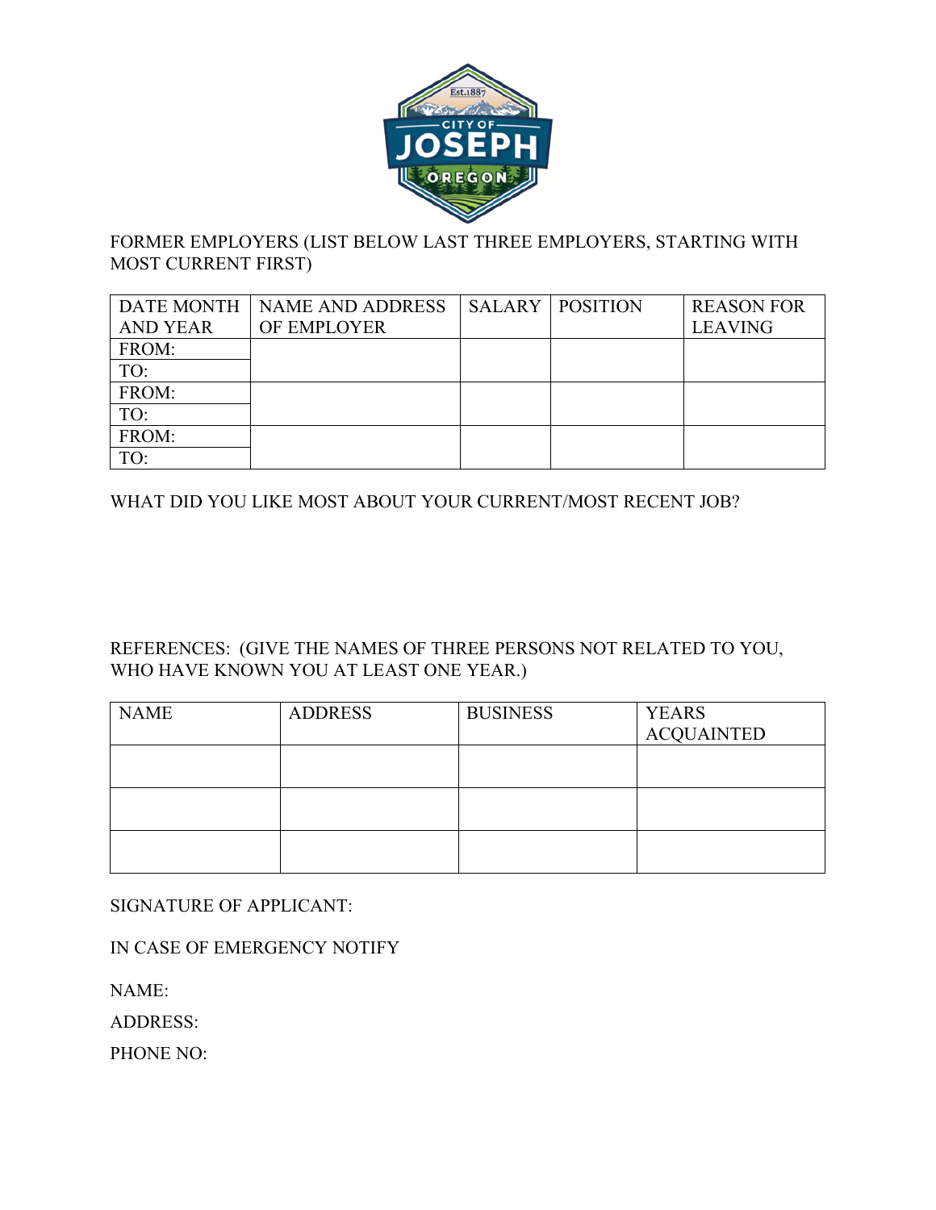FORMER EMPLOYERS (LIST BELOW LAST THREE EMPLOYERS, STARTING WITH MOST CURRENT FIRST)

| DATE MONTH AND YEAR | NAME AND ADDRESS OF EMPLOYER | SALARY | POSITION | REASON FOR LEAVING |
|---|---|---|---|---|
| FROM: | | | | |
| TO: | | | | |
| FROM: | | | | |
| TO: | | | | |
| FROM: | | | | |
| TO: | | | | |

WHAT DID YOU LIKE MOST ABOUT YOUR CURRENT/MOST RECENT JOB?

REFERENCES: (GIVE THE NAMES OF THREE PERSONS NOT RELATED TO YOU, WHO HAVE KNOWN YOU AT LEAST ONE YEAR.)

| NAME | ADDRESS | BUSINESS | YEARS ACQUAINTED |
|---|---|---|---|
| | | | |
| | | | |
| | | | |

SIGNATURE OF APPLICANT:

IN CASE OF EMERGENCY NOTIFY

NAME:

ADDRESS:

PHONE NO: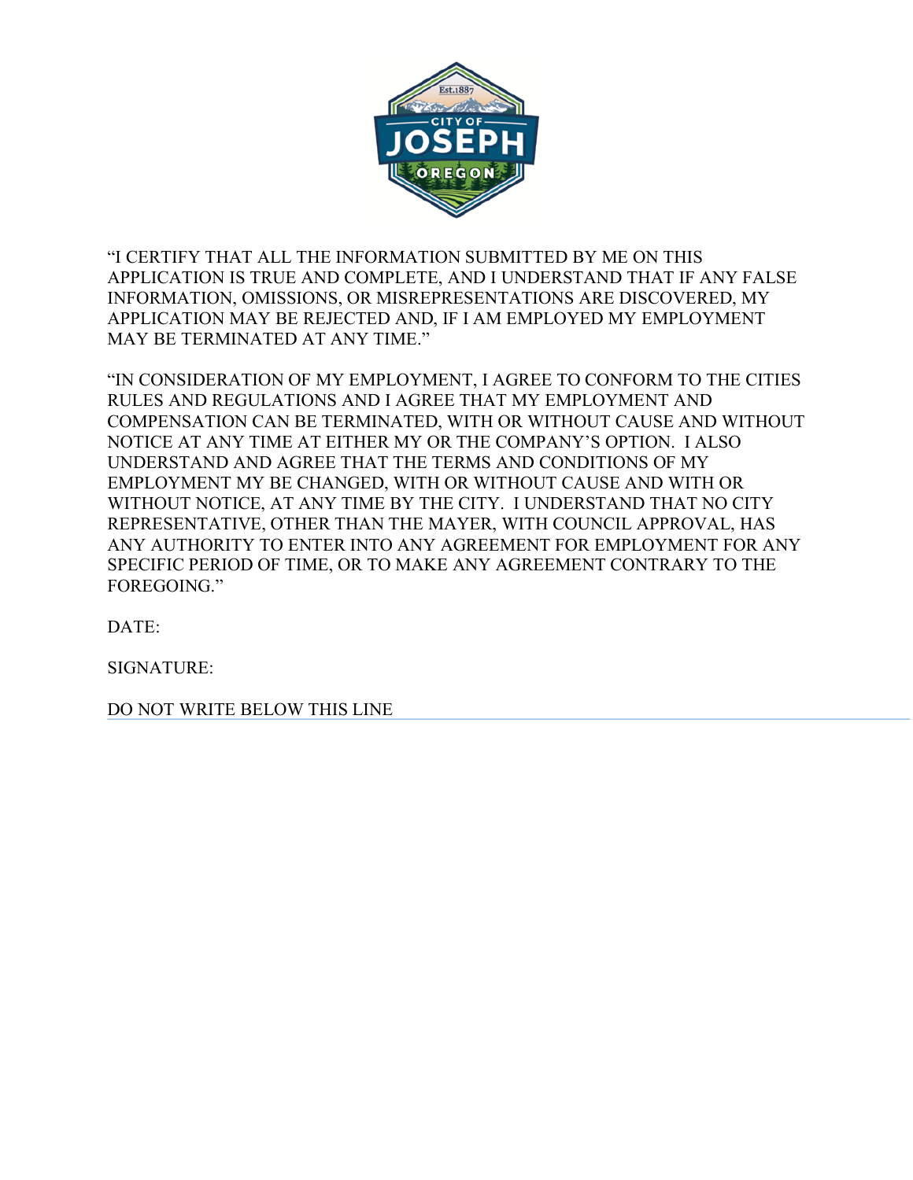"I CERTIFY THAT ALL THE INFORMATION SUBMITTED BY ME ON THIS APPLICATION IS TRUE AND COMPLETE, AND I UNDERSTAND THAT IF ANY FALSE INFORMATION, OMISSIONS, OR MISREPRESENTATIONS ARE DISCOVERED, MY APPLICATION MAY BE REJECTED AND, IF I AM EMPLOYED MY EMPLOYMENT MAY BE TERMINATED AT ANY TIME."

"IN CONSIDERATION OF MY EMPLOYMENT, I AGREE TO CONFORM TO THE CITIES RULES AND REGULATIONS AND I AGREE THAT MY EMPLOYMENT AND COMPENSATION CAN BE TERMINATED, WITH OR WITHOUT CAUSE AND WITHOUT NOTICE AT ANY TIME AT EITHER MY OR THE COMPANY'S OPTION. I ALSO UNDERSTAND AND AGREE THAT THE TERMS AND CONDITIONS OF MY EMPLOYMENT MY BE CHANGED, WITH OR WITHOUT CAUSE AND WITH OR WITHOUT NOTICE, AT ANY TIME BY THE CITY. I UNDERSTAND THAT NO CITY REPRESENTATIVE, OTHER THAN THE MAYER, WITH COUNCIL APPROVAL, HAS ANY AUTHORITY TO ENTER INTO ANY AGREEMENT FOR EMPLOYMENT FOR ANY SPECIFIC PERIOD OF TIME, OR TO MAKE ANY AGREEMENT CONTRARY TO THE FOREGOING."

DATE:

SIGNATURE:

DO NOT WRITE BELOW THIS LINE

---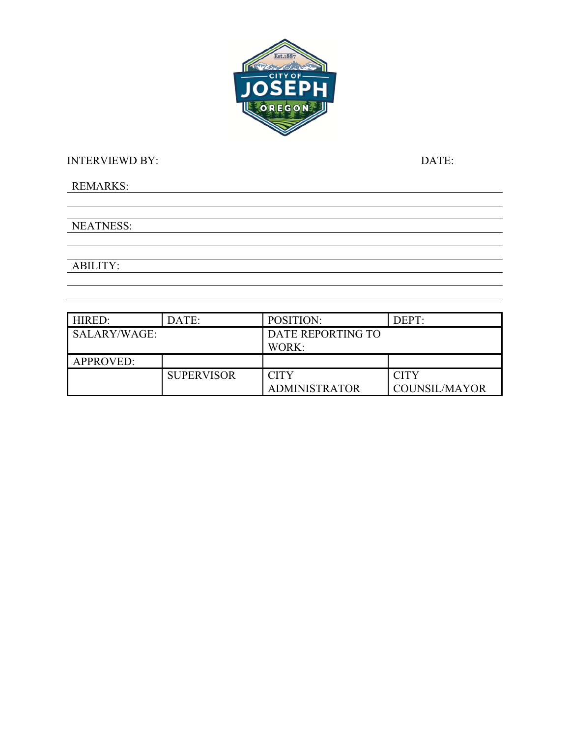INTERVIEWD BY: DATE:

REMARKS:

NEATNESS:

ABILITY:

| | | | |
|---|---|---|---|
| HIRED: | DATE: | POSITION: | DEPT: |
| SALARY/WAGE: | | DATE REPORTING TO WORK: | |
| APPROVED: | | | |
| | SUPERVISOR | CITY ADMINISTRATOR | CITY COUNSIL/MAYOR |